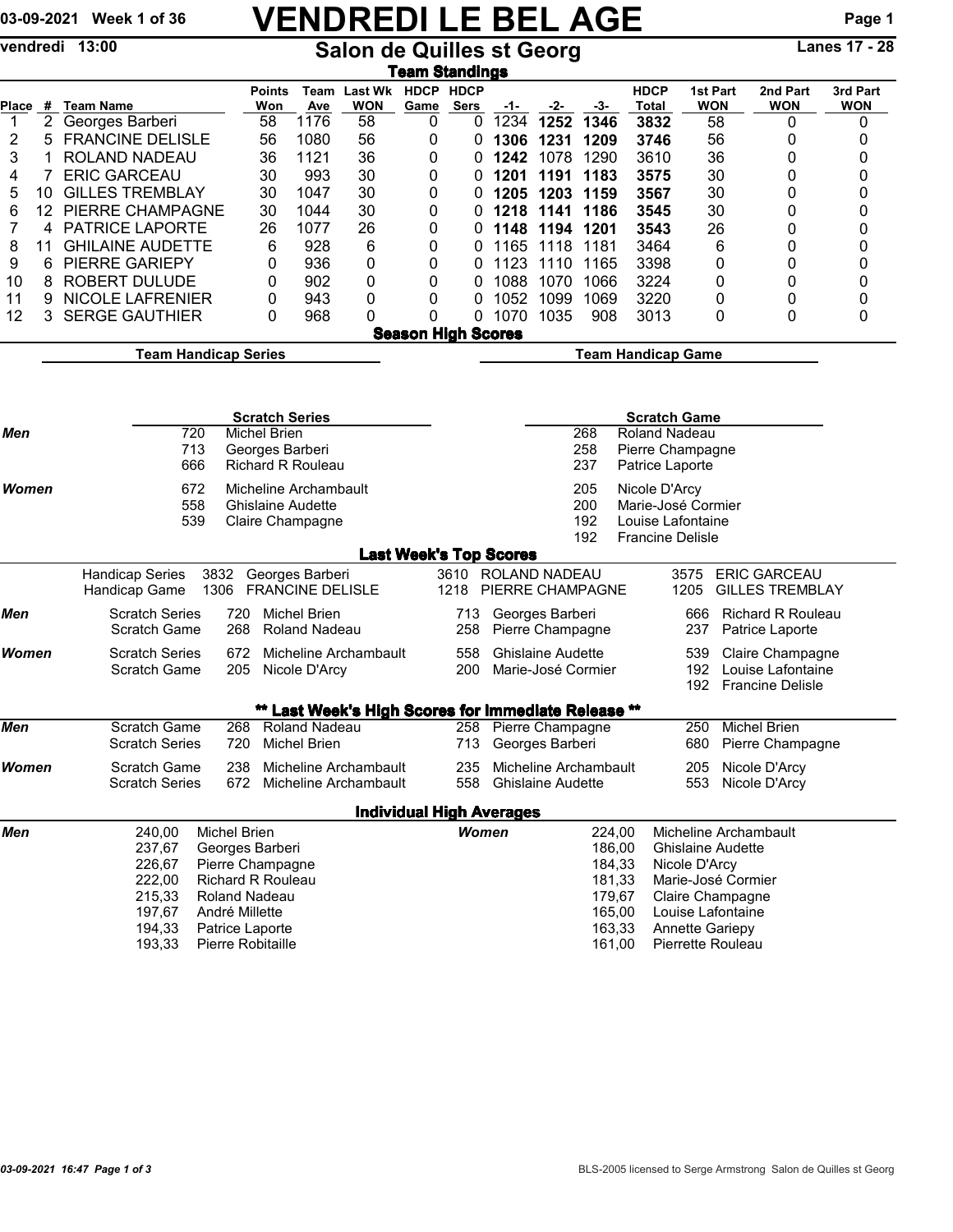03-09-2021 Week 1 of 36

# VENDREDI LE BEL AGE

vendredi 13:00

## Salon de Quilles st Georg

Lanes 17 - 28

### Team Standings

| Place | # | Team Name | Points Won | Team Ave | Last Wk WON | HDCP Game | HDCP Sers | -1- | -2- | -3- | HDCP Total | 1st Part WON | 2nd Part WON | 3rd Part WON |
|---|---|---|---|---|---|---|---|---|---|---|---|---|---|---|
| 1 | 2 | Georges Barberi | 58 | 1176 | 58 | 0 | 0 | 1234 | **1252** | **1346** | **3832** | 58 | 0 | 0 |
| 2 | 5 | FRANCINE DELISLE | 56 | 1080 | 56 | 0 | 0 | **1306** | **1231** | **1209** | **3746** | 56 | 0 | 0 |
| 3 | 1 | ROLAND NADEAU | 36 | 1121 | 36 | 0 | 0 | **1242** | 1078 | 1290 | 3610 | 36 | 0 | 0 |
| 4 | 7 | ERIC GARCEAU | 30 | 993 | 30 | 0 | 0 | **1201** | **1191** | **1183** | **3575** | 30 | 0 | 0 |
| 5 | 10 | GILLES TREMBLAY | 30 | 1047 | 30 | 0 | 0 | **1205** | **1203** | **1159** | **3567** | 30 | 0 | 0 |
| 6 | 12 | PIERRE CHAMPAGNE | 30 | 1044 | 30 | 0 | 0 | **1218** | **1141** | **1186** | **3545** | 30 | 0 | 0 |
| 7 | 4 | PATRICE LAPORTE | 26 | 1077 | 26 | 0 | 0 | **1148** | **1194** | **1201** | **3543** | 26 | 0 | 0 |
| 8 | 11 | GHILAINE AUDETTE | 6 | 928 | 6 | 0 | 0 | 1165 | 1118 | 1181 | 3464 | 6 | 0 | 0 |
| 9 | 6 | PIERRE GARIEPY | 0 | 936 | 0 | 0 | 0 | 1123 | 1110 | 1165 | 3398 | 0 | 0 | 0 |
| 10 | 8 | ROBERT DULUDE | 0 | 902 | 0 | 0 | 0 | 1088 | 1070 | 1066 | 3224 | 0 | 0 | 0 |
| 11 | 9 | NICOLE LAFRENIER | 0 | 943 | 0 | 0 | 0 | 1052 | 1099 | 1069 | 3220 | 0 | 0 | 0 |
| 12 | 3 | SERGE GAUTHIER | 0 | 968 | 0 | 0 | 0 | 1070 | 1035 | 908 | 3013 | 0 | 0 | 0 |

### Season High Scores

**Team Handicap Series**

**Team Handicap Game**

| | Scratch Series | | Scratch Game | |
|---|---|---|---|---|
| *Men* | 720 | Michel Brien | 268 | Roland Nadeau |
| | 713 | Georges Barberi | 258 | Pierre Champagne |
| | 666 | Richard R Rouleau | 237 | Patrice Laporte |
| *Women* | 672 | Micheline Archambault | 205 | Nicole D'Arcy |
| | 558 | Ghislaine Audette | 200 | Marie-José Cormier |
| | 539 | Claire Champagne | 192 | Louise Lafontaine |
| | | | 192 | Francine Delisle |

### Last Week's Top Scores

| | | | | | | | |
|---|---|---|---|---|---|---|---|
| | Handicap Series | 3832 | Georges Barberi | 3610 | ROLAND NADEAU | 3575 | ERIC GARCEAU |
| | Handicap Game | 1306 | FRANCINE DELISLE | 1218 | PIERRE CHAMPAGNE | 1205 | GILLES TREMBLAY |
| *Men* | Scratch Series | 720 | Michel Brien | 713 | Georges Barberi | 666 | Richard R Rouleau |
| | Scratch Game | 268 | Roland Nadeau | 258 | Pierre Champagne | 237 | Patrice Laporte |
| *Women* | Scratch Series | 672 | Micheline Archambault | 558 | Ghislaine Audette | 539 | Claire Champagne |
| | Scratch Game | 205 | Nicole D'Arcy | 200 | Marie-José Cormier | 192 | Louise Lafontaine |
| | | | | | | 192 | Francine Delisle |

### ** Last Week's High Scores for Immediate Release **

| | | | | | | | |
|---|---|---|---|---|---|---|---|
| *Men* | Scratch Game | 268 | Roland Nadeau | 258 | Pierre Champagne | 250 | Michel Brien |
| | Scratch Series | 720 | Michel Brien | 713 | Georges Barberi | 680 | Pierre Champagne |
| *Women* | Scratch Game | 238 | Micheline Archambault | 235 | Micheline Archambault | 205 | Nicole D'Arcy |
| | Scratch Series | 672 | Micheline Archambault | 558 | Ghislaine Audette | 553 | Nicole D'Arcy |

### Individual High Averages

| *Men* | | | *Women* | | |
|---|---|---|---|---|---|
| | 240,00 | Michel Brien | | 224,00 | Micheline Archambault |
| | 237,67 | Georges Barberi | | 186,00 | Ghislaine Audette |
| | 226,67 | Pierre Champagne | | 184,33 | Nicole D'Arcy |
| | 222,00 | Richard R Rouleau | | 181,33 | Marie-José Cormier |
| | 215,33 | Roland Nadeau | | 179,67 | Claire Champagne |
| | 197,67 | André Millette | | 165,00 | Louise Lafontaine |
| | 194,33 | Patrice Laporte | | 163,33 | Annette Gariepy |
| | 193,33 | Pierre Robitaille | | 161,00 | Pierrette Rouleau |

*03-09-2021 16:47*

BLS-2005 licensed to Serge Armstrong Salon de Quilles st Georg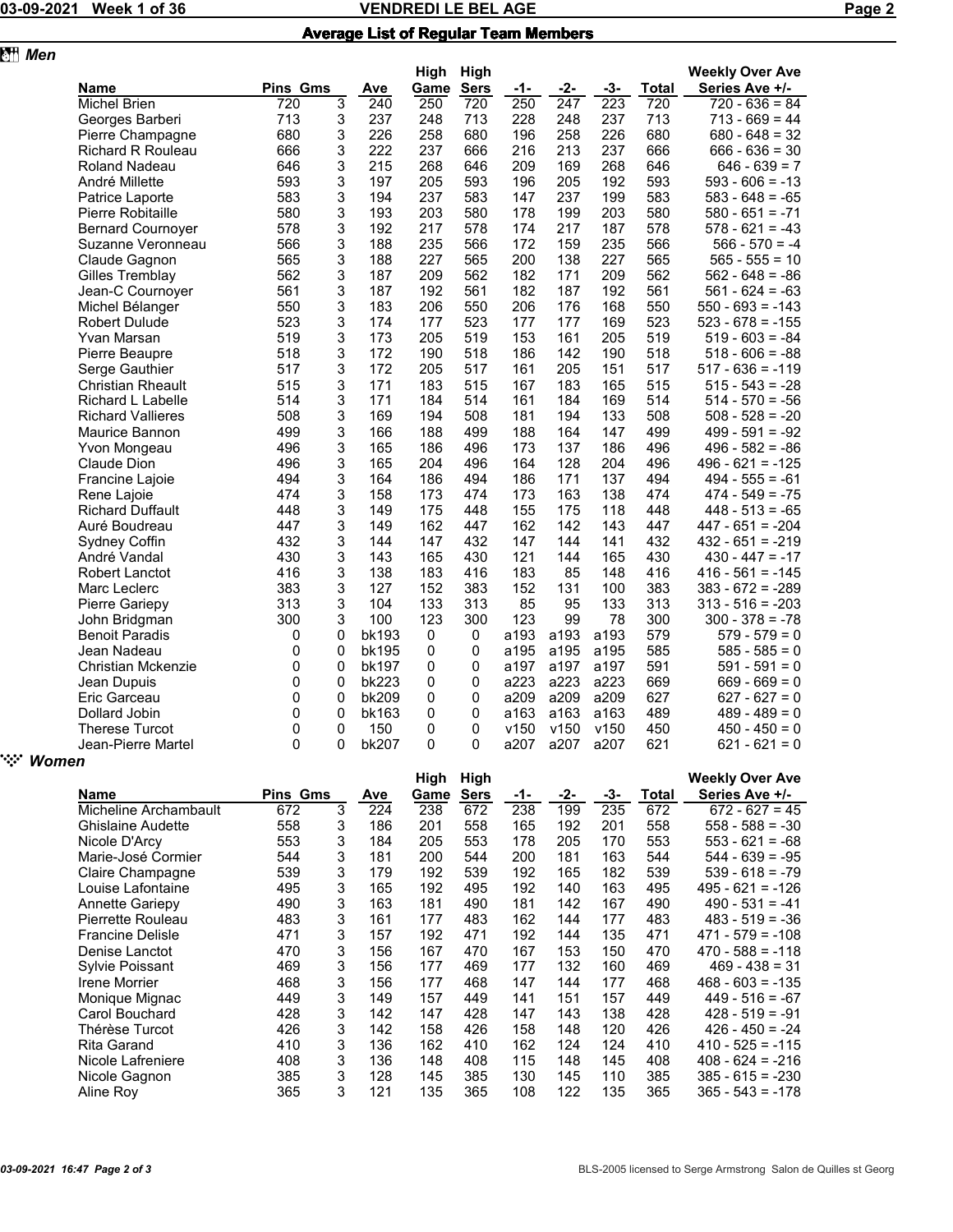## Average List of Regular Team Members

### Men

| Name | Pins | Gms | Ave | High Game | High Sers | -1- | -2- | -3- | Total | Weekly Over Ave Series Ave +/- |
|---|---|---|---|---|---|---|---|---|---|---|
| Michel Brien | 720 | 3 | 240 | 250 | 720 | 250 | 247 | 223 | 720 | 720 - 636 = 84 |
| Georges Barberi | 713 | 3 | 237 | 248 | 713 | 228 | 248 | 237 | 713 | 713 - 669 = 44 |
| Pierre Champagne | 680 | 3 | 226 | 258 | 680 | 196 | 258 | 226 | 680 | 680 - 648 = 32 |
| Richard R Rouleau | 666 | 3 | 222 | 237 | 666 | 216 | 213 | 237 | 666 | 666 - 636 = 30 |
| Roland Nadeau | 646 | 3 | 215 | 268 | 646 | 209 | 169 | 268 | 646 | 646 - 639 = 7 |
| André Millette | 593 | 3 | 197 | 205 | 593 | 196 | 205 | 192 | 593 | 593 - 606 = -13 |
| Patrice Laporte | 583 | 3 | 194 | 237 | 583 | 147 | 237 | 199 | 583 | 583 - 648 = -65 |
| Pierre Robitaille | 580 | 3 | 193 | 203 | 580 | 178 | 199 | 203 | 580 | 580 - 651 = -71 |
| Bernard Cournoyer | 578 | 3 | 192 | 217 | 578 | 174 | 217 | 187 | 578 | 578 - 621 = -43 |
| Suzanne Veronneau | 566 | 3 | 188 | 235 | 566 | 172 | 159 | 235 | 566 | 566 - 570 = -4 |
| Claude Gagnon | 565 | 3 | 188 | 227 | 565 | 200 | 138 | 227 | 565 | 565 - 555 = 10 |
| Gilles Tremblay | 562 | 3 | 187 | 209 | 562 | 182 | 171 | 209 | 562 | 562 - 648 = -86 |
| Jean-C Cournoyer | 561 | 3 | 187 | 192 | 561 | 182 | 187 | 192 | 561 | 561 - 624 = -63 |
| Michel Bélanger | 550 | 3 | 183 | 206 | 550 | 206 | 176 | 168 | 550 | 550 - 693 = -143 |
| Robert Dulude | 523 | 3 | 174 | 177 | 523 | 177 | 177 | 169 | 523 | 523 - 678 = -155 |
| Yvan Marsan | 519 | 3 | 173 | 205 | 519 | 153 | 161 | 205 | 519 | 519 - 603 = -84 |
| Pierre Beaupre | 518 | 3 | 172 | 190 | 518 | 186 | 142 | 190 | 518 | 518 - 606 = -88 |
| Serge Gauthier | 517 | 3 | 172 | 205 | 517 | 161 | 205 | 151 | 517 | 517 - 636 = -119 |
| Christian Rheault | 515 | 3 | 171 | 183 | 515 | 167 | 183 | 165 | 515 | 515 - 543 = -28 |
| Richard L Labelle | 514 | 3 | 171 | 184 | 514 | 161 | 184 | 169 | 514 | 514 - 570 = -56 |
| Richard Vallieres | 508 | 3 | 169 | 194 | 508 | 181 | 194 | 133 | 508 | 508 - 528 = -20 |
| Maurice Bannon | 499 | 3 | 166 | 188 | 499 | 188 | 164 | 147 | 499 | 499 - 591 = -92 |
| Yvon Mongeau | 496 | 3 | 165 | 186 | 496 | 173 | 137 | 186 | 496 | 496 - 582 = -86 |
| Claude Dion | 496 | 3 | 165 | 204 | 496 | 164 | 128 | 204 | 496 | 496 - 621 = -125 |
| Francine Lajoie | 494 | 3 | 164 | 186 | 494 | 186 | 171 | 137 | 494 | 494 - 555 = -61 |
| Rene Lajoie | 474 | 3 | 158 | 173 | 474 | 173 | 163 | 138 | 474 | 474 - 549 = -75 |
| Richard Duffault | 448 | 3 | 149 | 175 | 448 | 155 | 175 | 118 | 448 | 448 - 513 = -65 |
| Auré Boudreau | 447 | 3 | 149 | 162 | 447 | 162 | 142 | 143 | 447 | 447 - 651 = -204 |
| Sydney Coffin | 432 | 3 | 144 | 147 | 432 | 147 | 144 | 141 | 432 | 432 - 651 = -219 |
| André Vandal | 430 | 3 | 143 | 165 | 430 | 121 | 144 | 165 | 430 | 430 - 447 = -17 |
| Robert Lanctot | 416 | 3 | 138 | 183 | 416 | 183 | 85 | 148 | 416 | 416 - 561 = -145 |
| Marc Leclerc | 383 | 3 | 127 | 152 | 383 | 152 | 131 | 100 | 383 | 383 - 672 = -289 |
| Pierre Gariepy | 313 | 3 | 104 | 133 | 313 | 85 | 95 | 133 | 313 | 313 - 516 = -203 |
| John Bridgman | 300 | 3 | 100 | 123 | 300 | 123 | 99 | 78 | 300 | 300 - 378 = -78 |
| Benoit Paradis | 0 | 0 | bk193 | 0 | 0 | a193 | a193 | a193 | 579 | 579 - 579 = 0 |
| Jean Nadeau | 0 | 0 | bk195 | 0 | 0 | a195 | a195 | a195 | 585 | 585 - 585 = 0 |
| Christian Mckenzie | 0 | 0 | bk197 | 0 | 0 | a197 | a197 | a197 | 591 | 591 - 591 = 0 |
| Jean Dupuis | 0 | 0 | bk223 | 0 | 0 | a223 | a223 | a223 | 669 | 669 - 669 = 0 |
| Eric Garceau | 0 | 0 | bk209 | 0 | 0 | a209 | a209 | a209 | 627 | 627 - 627 = 0 |
| Dollard Jobin | 0 | 0 | bk163 | 0 | 0 | a163 | a163 | a163 | 489 | 489 - 489 = 0 |
| Therese Turcot | 0 | 0 | 150 | 0 | 0 | v150 | v150 | v150 | 450 | 450 - 450 = 0 |
| Jean-Pierre Martel | 0 | 0 | bk207 | 0 | 0 | a207 | a207 | a207 | 621 | 621 - 621 = 0 |

### Women

| Name | Pins | Gms | Ave | High Game | High Sers | -1- | -2- | -3- | Total | Weekly Over Ave Series Ave +/- |
|---|---|---|---|---|---|---|---|---|---|---|
| Micheline Archambault | 672 | 3 | 224 | 238 | 672 | 238 | 199 | 235 | 672 | 672 - 627 = 45 |
| Ghislaine Audette | 558 | 3 | 186 | 201 | 558 | 165 | 192 | 201 | 558 | 558 - 588 = -30 |
| Nicole D'Arcy | 553 | 3 | 184 | 205 | 553 | 178 | 205 | 170 | 553 | 553 - 621 = -68 |
| Marie-José Cormier | 544 | 3 | 181 | 200 | 544 | 200 | 181 | 163 | 544 | 544 - 639 = -95 |
| Claire Champagne | 539 | 3 | 179 | 192 | 539 | 192 | 165 | 182 | 539 | 539 - 618 = -79 |
| Louise Lafontaine | 495 | 3 | 165 | 192 | 495 | 192 | 140 | 163 | 495 | 495 - 621 = -126 |
| Annette Gariepy | 490 | 3 | 163 | 181 | 490 | 181 | 142 | 167 | 490 | 490 - 531 = -41 |
| Pierrette Rouleau | 483 | 3 | 161 | 177 | 483 | 162 | 144 | 177 | 483 | 483 - 519 = -36 |
| Francine Delisle | 471 | 3 | 157 | 192 | 471 | 192 | 144 | 135 | 471 | 471 - 579 = -108 |
| Denise Lanctot | 470 | 3 | 156 | 167 | 470 | 167 | 153 | 150 | 470 | 470 - 588 = -118 |
| Sylvie Poissant | 469 | 3 | 156 | 177 | 469 | 177 | 132 | 160 | 469 | 469 - 438 = 31 |
| Irene Morrier | 468 | 3 | 156 | 177 | 468 | 147 | 144 | 177 | 468 | 468 - 603 = -135 |
| Monique Mignac | 449 | 3 | 149 | 157 | 449 | 141 | 151 | 157 | 449 | 449 - 516 = -67 |
| Carol Bouchard | 428 | 3 | 142 | 147 | 428 | 147 | 143 | 138 | 428 | 428 - 519 = -91 |
| Thérèse Turcot | 426 | 3 | 142 | 158 | 426 | 158 | 148 | 120 | 426 | 426 - 450 = -24 |
| Rita Garand | 410 | 3 | 136 | 162 | 410 | 162 | 124 | 124 | 410 | 410 - 525 = -115 |
| Nicole Lafreniere | 408 | 3 | 136 | 148 | 408 | 115 | 148 | 145 | 408 | 408 - 624 = -216 |
| Nicole Gagnon | 385 | 3 | 128 | 145 | 385 | 130 | 145 | 110 | 385 | 385 - 615 = -230 |
| Aline Roy | 365 | 3 | 121 | 135 | 365 | 108 | 122 | 135 | 365 | 365 - 543 = -178 |

BLS-2005 licensed to Serge Armstrong Salon de Quilles st Georg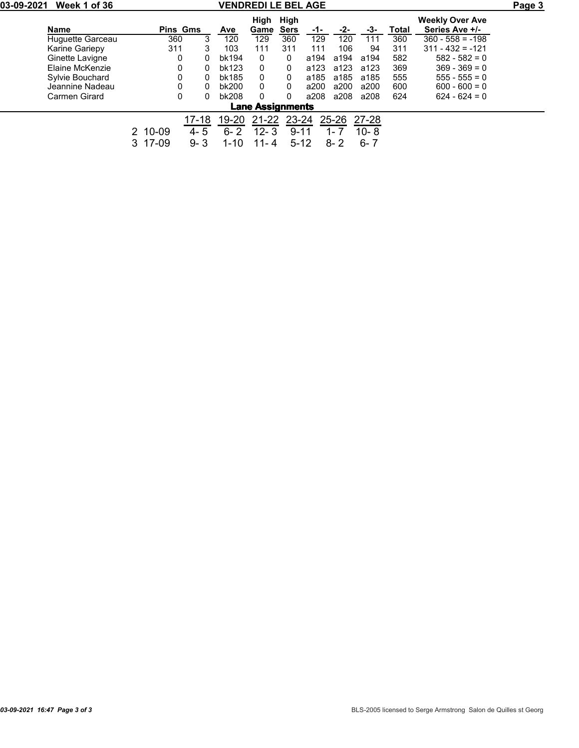| Name | Pins | Gms | Ave | High Game | High Sers | -1- | -2- | -3- | Total | Weekly Over Ave Series Ave +/- |
|---|---|---|---|---|---|---|---|---|---|---|
| Huguette Garceau | 360 | 3 | 120 | 129 | 360 | 129 | 120 | 111 | 360 | 360 - 558 = -198 |
| Karine Gariepy | 311 | 3 | 103 | 111 | 311 | 111 | 106 | 94 | 311 | 311 - 432 = -121 |
| Ginette Lavigne | 0 | 0 | bk194 | 0 | 0 | a194 | a194 | a194 | 582 | 582 - 582 = 0 |
| Elaine McKenzie | 0 | 0 | bk123 | 0 | 0 | a123 | a123 | a123 | 369 | 369 - 369 = 0 |
| Sylvie Bouchard | 0 | 0 | bk185 | 0 | 0 | a185 | a185 | a185 | 555 | 555 - 555 = 0 |
| Jeannine Nadeau | 0 | 0 | bk200 | 0 | 0 | a200 | a200 | a200 | 600 | 600 - 600 = 0 |
| Carmen Girard | 0 | 0 | bk208 | 0 | 0 | a208 | a208 | a208 | 624 | 624 - 624 = 0 |

## Lane Assignments

| | 17-18 | 19-20 | 21-22 | 23-24 | 25-26 | 27-28 |
|---|---|---|---|---|---|---|
| 2 10-09 | 4- 5 | 6- 2 | 12- 3 | 9-11 | 1- 7 | 10- 8 |
| 3 17-09 | 9- 3 | 1-10 | 11- 4 | 5-12 | 8- 2 | 6- 7 |